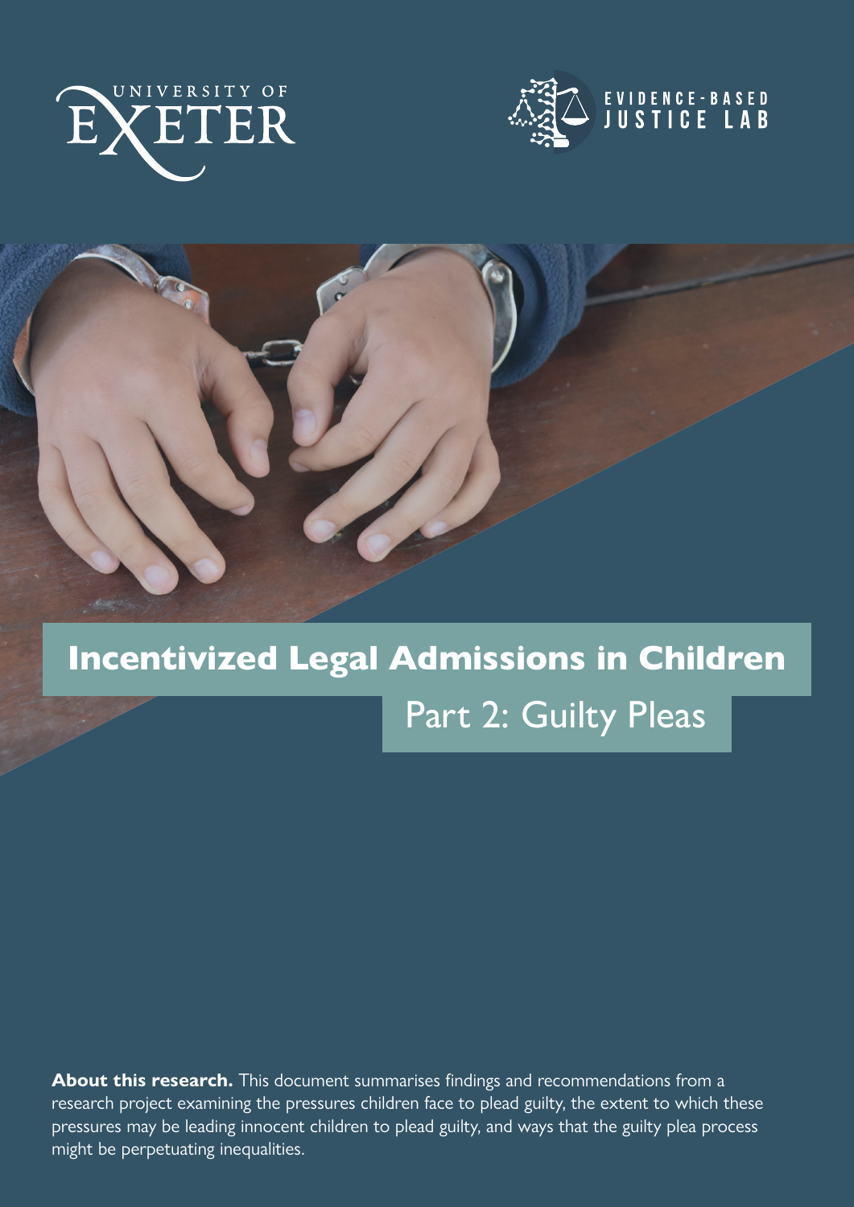UNIVERSITY OF EXETER

EVIDENCE-BASED JUSTICE LAB

# Incentivized Legal Admissions in Children

## Part 2: Guilty Pleas

**About this research.** This document summarises findings and recommendations from a research project examining the pressures children face to plead guilty, the extent to which these pressures may be leading innocent children to plead guilty, and ways that the guilty plea process might be perpetuating inequalities.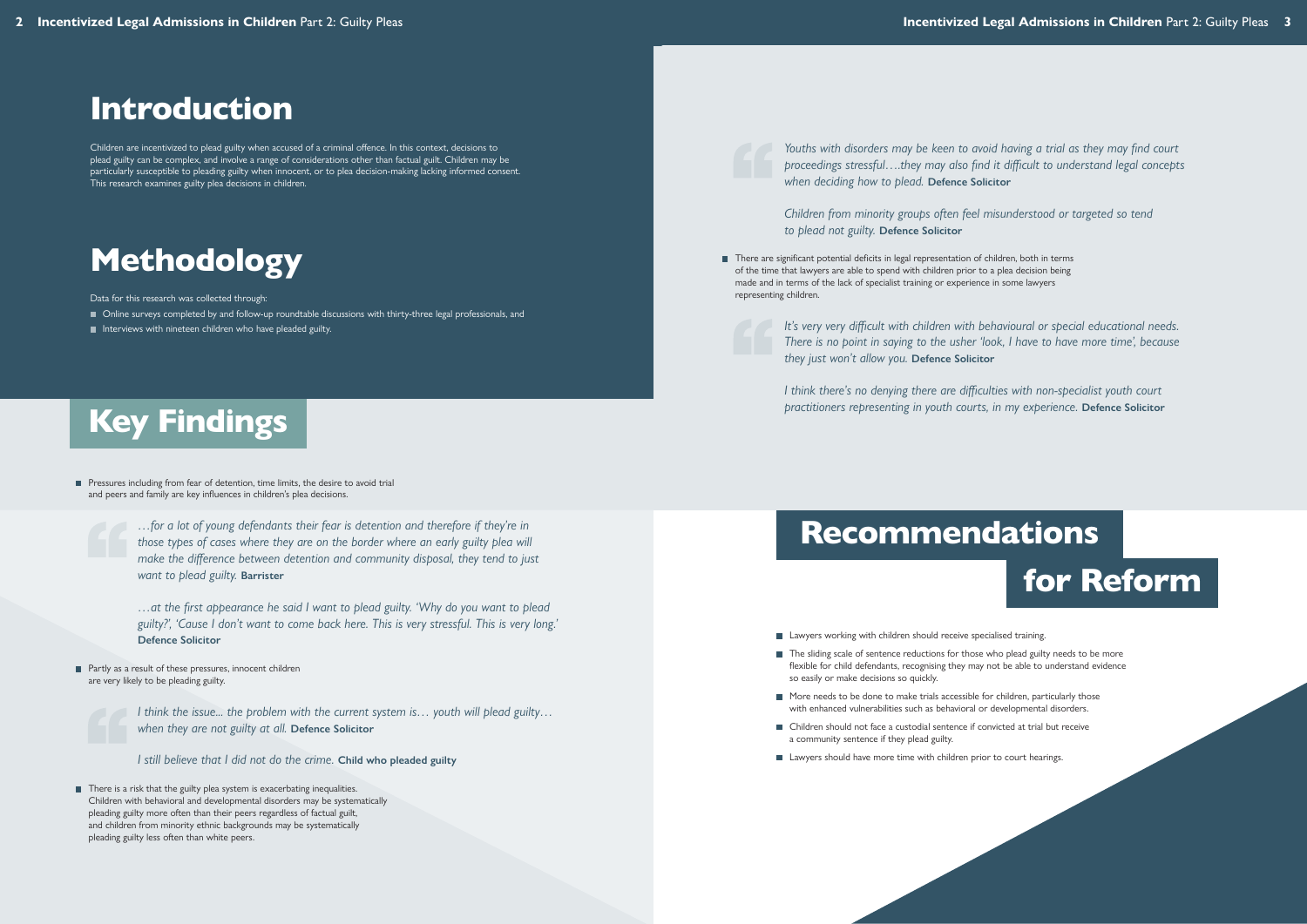# Introduction

Children are incentivized to plead guilty when accused of a criminal offence. In this context, decisions to plead guilty can be complex, and involve a range of considerations other than factual guilt. Children may be particularly susceptible to pleading guilty when innocent, or to plea decision-making lacking informed consent. This research examines guilty plea decisions in children.

# Methodology

Data for this research was collected through:

- Online surveys completed by and follow-up roundtable discussions with thirty-three legal professionals, and
- Interviews with nineteen children who have pleaded guilty.

# Key Findings

- Pressures including from fear of detention, time limits, the desire to avoid trial and peers and family are key influences in children's plea decisions.

> *…for a lot of young defendants their fear is detention and therefore if they're in those types of cases where they are on the border where an early guilty plea will make the difference between detention and community disposal, they tend to just want to plead guilty.* **Barrister**
>
> *…at the first appearance he said I want to plead guilty. 'Why do you want to plead guilty?', 'Cause I don't want to come back here. This is very stressful. This is very long.'* **Defence Solicitor**

- Partly as a result of these pressures, innocent children are very likely to be pleading guilty.

> *I think the issue... the problem with the current system is… youth will plead guilty… when they are not guilty at all.* **Defence Solicitor**
>
> *I still believe that I did not do the crime.* **Child who pleaded guilty**

- There is a risk that the guilty plea system is exacerbating inequalities. Children with behavioral and developmental disorders may be systematically pleading guilty more often than their peers regardless of factual guilt, and children from minority ethnic backgrounds may be systematically pleading guilty less often than white peers.

> *Youths with disorders may be keen to avoid having a trial as they may find court proceedings stressful….they may also find it difficult to understand legal concepts when deciding how to plead.* **Defence Solicitor**
>
> *Children from minority groups often feel misunderstood or targeted so tend to plead not guilty.* **Defence Solicitor**

- There are significant potential deficits in legal representation of children, both in terms of the time that lawyers are able to spend with children prior to a plea decision being made and in terms of the lack of specialist training or experience in some lawyers representing children.

> *It's very very difficult with children with behavioural or special educational needs. There is no point in saying to the usher 'look, I have to have more time', because they just won't allow you.* **Defence Solicitor**
>
> *I think there's no denying there are difficulties with non-specialist youth court practitioners representing in youth courts, in my experience.* **Defence Solicitor**

# Recommendations for Reform

- Lawyers working with children should receive specialised training.
- The sliding scale of sentence reductions for those who plead guilty needs to be more flexible for child defendants, recognising they may not be able to understand evidence so easily or make decisions so quickly.
- More needs to be done to make trials accessible for children, particularly those with enhanced vulnerabilities such as behavioral or developmental disorders.
- Children should not face a custodial sentence if convicted at trial but receive a community sentence if they plead guilty.
- Lawyers should have more time with children prior to court hearings.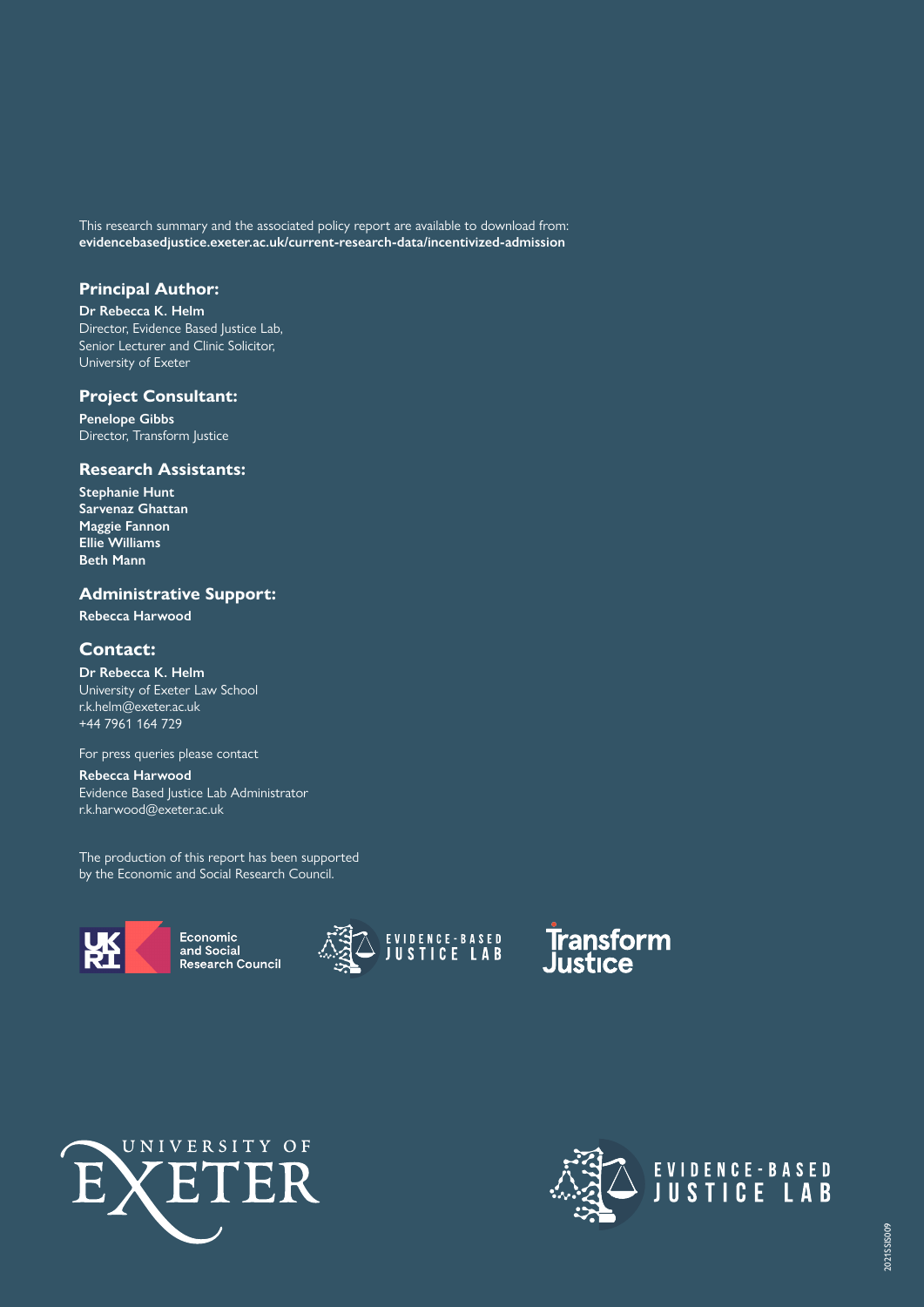This research summary and the associated policy report are available to download from:
**evidencebasedjustice.exeter.ac.uk/current-research-data/incentivized-admission**

### Principal Author:

**Dr Rebecca K. Helm**
Director, Evidence Based Justice Lab,
Senior Lecturer and Clinic Solicitor,
University of Exeter

### Project Consultant:

**Penelope Gibbs**
Director, Transform Justice

### Research Assistants:

**Stephanie Hunt**
**Sarvenaz Ghattan**
**Maggie Fannon**
**Ellie Williams**
**Beth Mann**

### Administrative Support:

**Rebecca Harwood**

### Contact:

**Dr Rebecca K. Helm**
University of Exeter Law School
r.k.helm@exeter.ac.uk
+44 7961 164 729

For press queries please contact

**Rebecca Harwood**
Evidence Based Justice Lab Administrator
r.k.harwood@exeter.ac.uk

The production of this report has been supported by the Economic and Social Research Council.

2021SSIS009